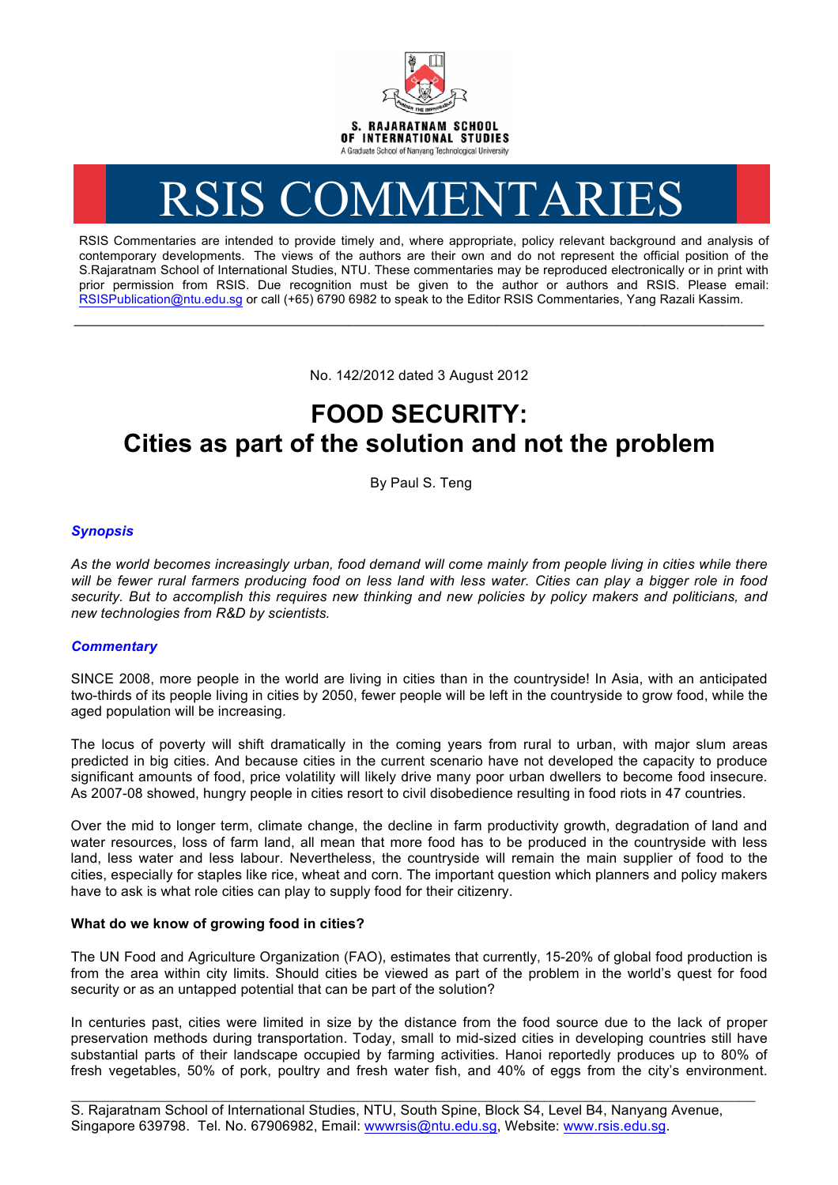S. RAJARATNAM SCHOOL OF INTERNATIONAL STUDIES
A Graduate School of Nanyang Technological University

# RSIS COMMENTARIES

RSIS Commentaries are intended to provide timely and, where appropriate, policy relevant background and analysis of contemporary developments. The views of the authors are their own and do not represent the official position of the S.Rajaratnam School of International Studies, NTU. These commentaries may be reproduced electronically or in print with prior permission from RSIS. Due recognition must be given to the author or authors and RSIS. Please email: RSISPublication@ntu.edu.sg or call (+65) 6790 6982 to speak to the Editor RSIS Commentaries, Yang Razali Kassim.

---

No. 142/2012 dated 3 August 2012

## FOOD SECURITY: Cities as part of the solution and not the problem

By Paul S. Teng

### *Synopsis*

*As the world becomes increasingly urban, food demand will come mainly from people living in cities while there will be fewer rural farmers producing food on less land with less water. Cities can play a bigger role in food security. But to accomplish this requires new thinking and new policies by policy makers and politicians, and new technologies from R&D by scientists.*

### *Commentary*

SINCE 2008, more people in the world are living in cities than in the countryside! In Asia, with an anticipated two-thirds of its people living in cities by 2050, fewer people will be left in the countryside to grow food, while the aged population will be increasing.

The locus of poverty will shift dramatically in the coming years from rural to urban, with major slum areas predicted in big cities. And because cities in the current scenario have not developed the capacity to produce significant amounts of food, price volatility will likely drive many poor urban dwellers to become food insecure. As 2007-08 showed, hungry people in cities resort to civil disobedience resulting in food riots in 47 countries.

Over the mid to longer term, climate change, the decline in farm productivity growth, degradation of land and water resources, loss of farm land, all mean that more food has to be produced in the countryside with less land, less water and less labour. Nevertheless, the countryside will remain the main supplier of food to the cities, especially for staples like rice, wheat and corn. The important question which planners and policy makers have to ask is what role cities can play to supply food for their citizenry.

**What do we know of growing food in cities?**

The UN Food and Agriculture Organization (FAO), estimates that currently, 15-20% of global food production is from the area within city limits. Should cities be viewed as part of the problem in the world's quest for food security or as an untapped potential that can be part of the solution?

In centuries past, cities were limited in size by the distance from the food source due to the lack of proper preservation methods during transportation. Today, small to mid-sized cities in developing countries still have substantial parts of their landscape occupied by farming activities. Hanoi reportedly produces up to 80% of fresh vegetables, 50% of pork, poultry and fresh water fish, and 40% of eggs from the city's environment.

---

S. Rajaratnam School of International Studies, NTU, South Spine, Block S4, Level B4, Nanyang Avenue, Singapore 639798. Tel. No. 67906982, Email: wwwrsis@ntu.edu.sg, Website: www.rsis.edu.sg.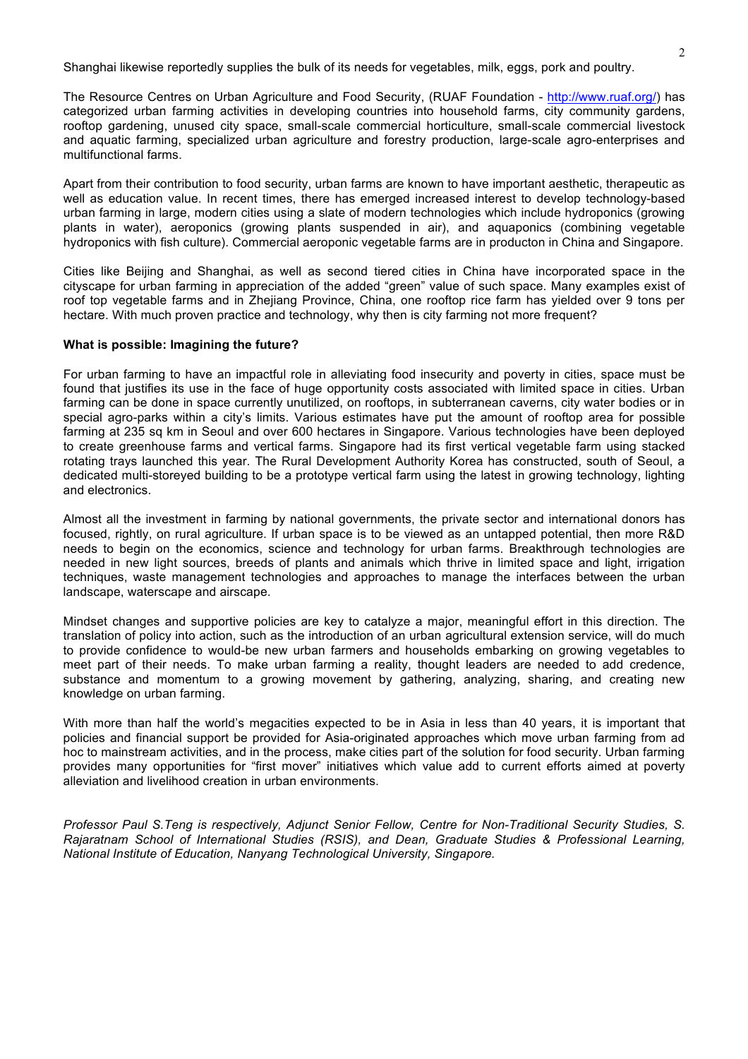Shanghai likewise reportedly supplies the bulk of its needs for vegetables, milk, eggs, pork and poultry.

The Resource Centres on Urban Agriculture and Food Security, (RUAF Foundation - http://www.ruaf.org/) has categorized urban farming activities in developing countries into household farms, city community gardens, rooftop gardening, unused city space, small-scale commercial horticulture, small-scale commercial livestock and aquatic farming, specialized urban agriculture and forestry production, large-scale agro-enterprises and multifunctional farms.

Apart from their contribution to food security, urban farms are known to have important aesthetic, therapeutic as well as education value. In recent times, there has emerged increased interest to develop technology-based urban farming in large, modern cities using a slate of modern technologies which include hydroponics (growing plants in water), aeroponics (growing plants suspended in air), and aquaponics (combining vegetable hydroponics with fish culture). Commercial aeroponic vegetable farms are in producton in China and Singapore.

Cities like Beijing and Shanghai, as well as second tiered cities in China have incorporated space in the cityscape for urban farming in appreciation of the added "green" value of such space. Many examples exist of roof top vegetable farms and in Zhejiang Province, China, one rooftop rice farm has yielded over 9 tons per hectare. With much proven practice and technology, why then is city farming not more frequent?

**What is possible: Imagining the future?**

For urban farming to have an impactful role in alleviating food insecurity and poverty in cities, space must be found that justifies its use in the face of huge opportunity costs associated with limited space in cities. Urban farming can be done in space currently unutilized, on rooftops, in subterranean caverns, city water bodies or in special agro-parks within a city's limits. Various estimates have put the amount of rooftop area for possible farming at 235 sq km in Seoul and over 600 hectares in Singapore. Various technologies have been deployed to create greenhouse farms and vertical farms. Singapore had its first vertical vegetable farm using stacked rotating trays launched this year. The Rural Development Authority Korea has constructed, south of Seoul, a dedicated multi-storeyed building to be a prototype vertical farm using the latest in growing technology, lighting and electronics.

Almost all the investment in farming by national governments, the private sector and international donors has focused, rightly, on rural agriculture. If urban space is to be viewed as an untapped potential, then more R&D needs to begin on the economics, science and technology for urban farms. Breakthrough technologies are needed in new light sources, breeds of plants and animals which thrive in limited space and light, irrigation techniques, waste management technologies and approaches to manage the interfaces between the urban landscape, waterscape and airscape.

Mindset changes and supportive policies are key to catalyze a major, meaningful effort in this direction. The translation of policy into action, such as the introduction of an urban agricultural extension service, will do much to provide confidence to would-be new urban farmers and households embarking on growing vegetables to meet part of their needs. To make urban farming a reality, thought leaders are needed to add credence, substance and momentum to a growing movement by gathering, analyzing, sharing, and creating new knowledge on urban farming.

With more than half the world's megacities expected to be in Asia in less than 40 years, it is important that policies and financial support be provided for Asia-originated approaches which move urban farming from ad hoc to mainstream activities, and in the process, make cities part of the solution for food security. Urban farming provides many opportunities for "first mover" initiatives which value add to current efforts aimed at poverty alleviation and livelihood creation in urban environments.

*Professor Paul S.Teng is respectively, Adjunct Senior Fellow, Centre for Non-Traditional Security Studies, S. Rajaratnam School of International Studies (RSIS), and Dean, Graduate Studies & Professional Learning, National Institute of Education, Nanyang Technological University, Singapore.*